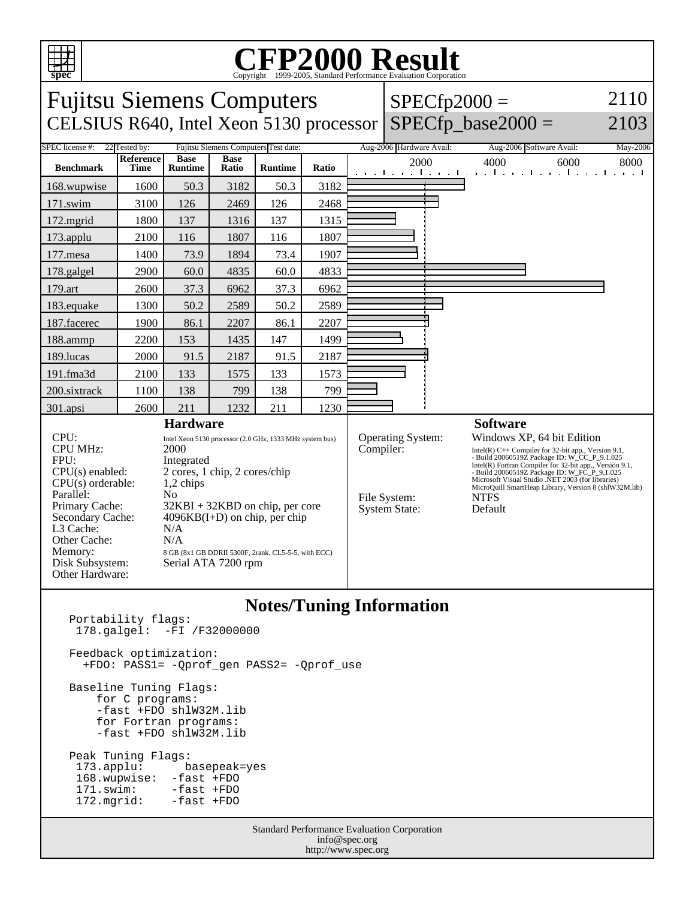# CFP2000 Result

Copyright 1999-2005, Standard Performance Evaluation Corporation

## Fujitsu Siemens Computers
CELSIUS R640, Intel Xeon 5130 processor

SPECfp2000 = 2110
SPECfp_base2000 = 2103

| SPEC license #: | 22 | Tested by: | Fujitsu Siemens Computers | Test date: | Aug-2006 | Hardware Avail: | Aug-2006 | Software Avail: | May-2006 |
|---|---|---|---|---|---|---|---|---|---|

| Benchmark | Reference Time | Base Runtime | Base Ratio | Runtime | Ratio |
|---|---|---|---|---|---|
| 168.wupwise | 1600 | 50.3 | 3182 | 50.3 | 3182 |
| 171.swim | 3100 | 126 | 2469 | 126 | 2468 |
| 172.mgrid | 1800 | 137 | 1316 | 137 | 1315 |
| 173.applu | 2100 | 116 | 1807 | 116 | 1807 |
| 177.mesa | 1400 | 73.9 | 1894 | 73.4 | 1907 |
| 178.galgel | 2900 | 60.0 | 4835 | 60.0 | 4833 |
| 179.art | 2600 | 37.3 | 6962 | 37.3 | 6962 |
| 183.equake | 1300 | 50.2 | 2589 | 50.2 | 2589 |
| 187.facerec | 1900 | 86.1 | 2207 | 86.1 | 2207 |
| 188.ammp | 2200 | 153 | 1435 | 147 | 1499 |
| 189.lucas | 2000 | 91.5 | 2187 | 91.5 | 2187 |
| 191.fma3d | 2100 | 133 | 1575 | 133 | 1573 |
| 200.sixtrack | 1100 | 138 | 799 | 138 | 799 |
| 301.apsi | 2600 | 211 | 1232 | 211 | 1230 |

### Hardware

| | |
|---|---|
| CPU: | Intel Xeon 5130 processor (2.0 GHz, 1333 MHz system bus) |
| CPU MHz: | 2000 |
| FPU: | Integrated |
| CPU(s) enabled: | 2 cores, 1 chip, 2 cores/chip |
| CPU(s) orderable: | 1,2 chips |
| Parallel: | No |
| Primary Cache: | 32KBI + 32KBD on chip, per core |
| Secondary Cache: | 4096KB(I+D) on chip, per chip |
| L3 Cache: | N/A |
| Other Cache: | N/A |
| Memory: | 8 GB (8x1 GB DDRII 5300F, 2rank, CL5-5-5, with ECC) |
| Disk Subsystem: | Serial ATA 7200 rpm |
| Other Hardware: | |

### Software

| | |
|---|---|
| Operating System: | Windows XP, 64 bit Edition |
| Compiler: | Intel(R) C++ Compiler for 32-bit app., Version 9.1, - Build 20060519Z Package ID: W_CC_P_9.1.025<br>Intel(R) Fortran Compiler for 32-bit app., Version 9.1, - Build 20060519Z Package ID: W_FC_P_9.1.025<br>Microsoft Visual Studio .NET 2003 (for libraries)<br>MicroQuill SmartHeap Library, Version 8 (shlW32M.lib) |
| File System: | NTFS |
| System State: | Default |

### Notes/Tuning Information

```
Portability flags:
 178.galgel:  -FI /F32000000

Feedback optimization:
  +FDO: PASS1= -Qprof_gen PASS2= -Qprof_use

Baseline Tuning Flags:
    for C programs:
    -fast +FDO shlW32M.lib
    for Fortran programs:
    -fast +FDO shlW32M.lib

Peak Tuning Flags:
 173.applu:      basepeak=yes
 168.wupwise:  -fast +FDO
 171.swim:     -fast +FDO
 172.mgrid:    -fast +FDO
```

Standard Performance Evaluation Corporation
info@spec.org
http://www.spec.org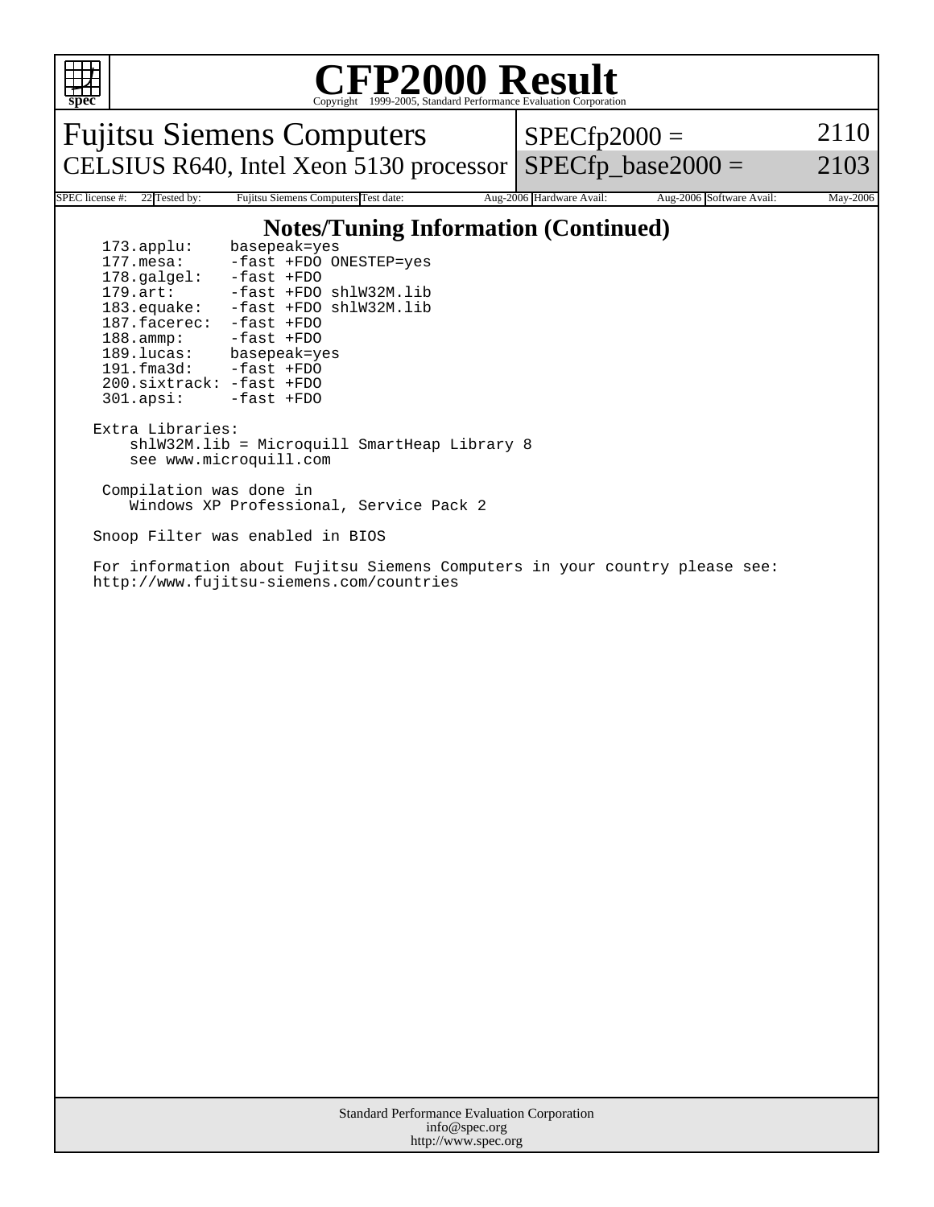# CFP2000 Result

Copyright 1999-2005, Standard Performance Evaluation Corporation

Fujitsu Siemens Computers
CELSIUS R640, Intel Xeon 5130 processor

SPECfp2000 = 2110
SPECfp_base2000 = 2103

| SPEC license #: | 22 | Tested by: | Fujitsu Siemens Computers | Test date: | Aug-2006 | Hardware Avail: | Aug-2006 | Software Avail: | May-2006 |
|---|---|---|---|---|---|---|---|---|---|

## Notes/Tuning Information (Continued)

```
173.applu:    basepeak=yes
177.mesa:     -fast +FDO ONESTEP=yes
178.galgel:   -fast +FDO
179.art:      -fast +FDO shlW32M.lib
183.equake:   -fast +FDO shlW32M.lib
187.facerec:  -fast +FDO
188.ammp:     -fast +FDO
189.lucas:    basepeak=yes
191.fma3d:    -fast +FDO
200.sixtrack: -fast +FDO
301.apsi:     -fast +FDO

Extra Libraries:
    shlW32M.lib = Microquill SmartHeap Library 8
    see www.microquill.com

 Compilation was done in
    Windows XP Professional, Service Pack 2

Snoop Filter was enabled in BIOS

For information about Fujitsu Siemens Computers in your country please see:
http://www.fujitsu-siemens.com/countries
```

Standard Performance Evaluation Corporation
info@spec.org
http://www.spec.org